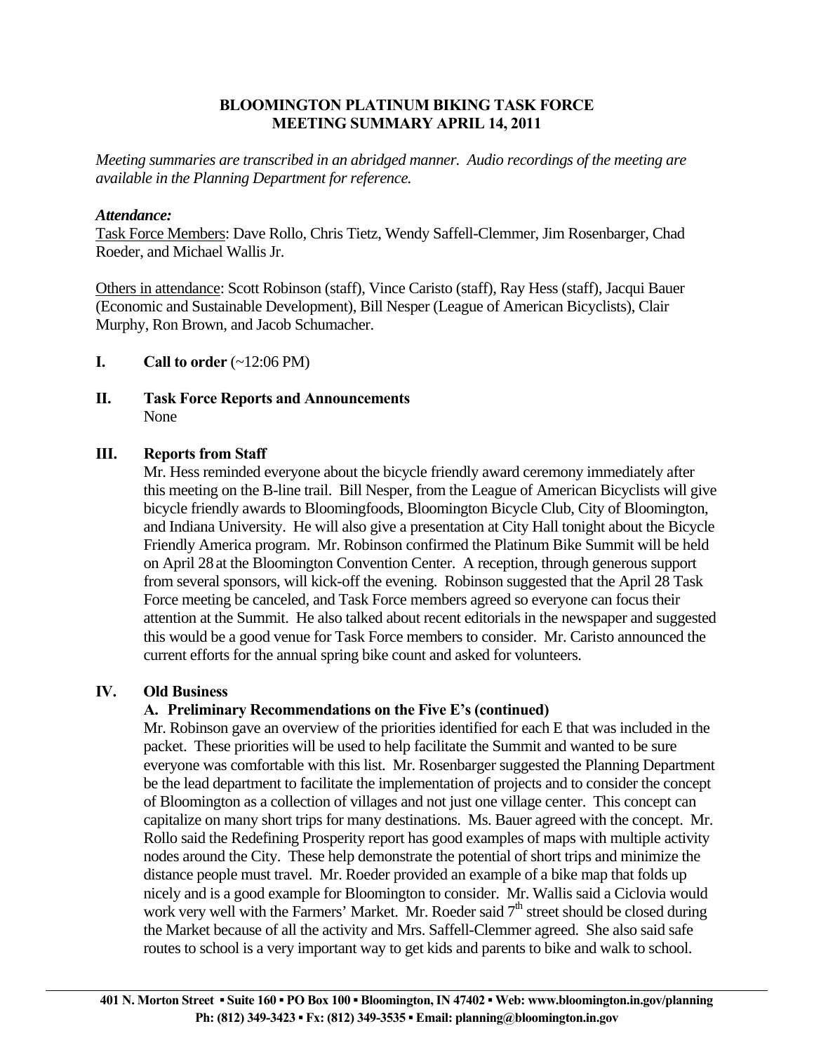# BLOOMINGTON PLATINUM BIKING TASK FORCE
## MEETING SUMMARY APRIL 14, 2011

*Meeting summaries are transcribed in an abridged manner. Audio recordings of the meeting are available in the Planning Department for reference.*

***Attendance:***

Task Force Members: Dave Rollo, Chris Tietz, Wendy Saffell-Clemmer, Jim Rosenbarger, Chad Roeder, and Michael Wallis Jr.

Others in attendance: Scott Robinson (staff), Vince Caristo (staff), Ray Hess (staff), Jacqui Bauer (Economic and Sustainable Development), Bill Nesper (League of American Bicyclists), Clair Murphy, Ron Brown, and Jacob Schumacher.

**I. Call to order** (~12:06 PM)

**II. Task Force Reports and Announcements**

None

**III. Reports from Staff**

Mr. Hess reminded everyone about the bicycle friendly award ceremony immediately after this meeting on the B-line trail. Bill Nesper, from the League of American Bicyclists will give bicycle friendly awards to Bloomingfoods, Bloomington Bicycle Club, City of Bloomington, and Indiana University. He will also give a presentation at City Hall tonight about the Bicycle Friendly America program. Mr. Robinson confirmed the Platinum Bike Summit will be held on April 28 at the Bloomington Convention Center. A reception, through generous support from several sponsors, will kick-off the evening. Robinson suggested that the April 28 Task Force meeting be canceled, and Task Force members agreed so everyone can focus their attention at the Summit. He also talked about recent editorials in the newspaper and suggested this would be a good venue for Task Force members to consider. Mr. Caristo announced the current efforts for the annual spring bike count and asked for volunteers.

**IV. Old Business**

**A. Preliminary Recommendations on the Five E's (continued)**

Mr. Robinson gave an overview of the priorities identified for each E that was included in the packet. These priorities will be used to help facilitate the Summit and wanted to be sure everyone was comfortable with this list. Mr. Rosenbarger suggested the Planning Department be the lead department to facilitate the implementation of projects and to consider the concept of Bloomington as a collection of villages and not just one village center. This concept can capitalize on many short trips for many destinations. Ms. Bauer agreed with the concept. Mr. Rollo said the Redefining Prosperity report has good examples of maps with multiple activity nodes around the City. These help demonstrate the potential of short trips and minimize the distance people must travel. Mr. Roeder provided an example of a bike map that folds up nicely and is a good example for Bloomington to consider. Mr. Wallis said a Ciclovia would work very well with the Farmers' Market. Mr. Roeder said 7th street should be closed during the Market because of all the activity and Mrs. Saffell-Clemmer agreed. She also said safe routes to school is a very important way to get kids and parents to bike and walk to school.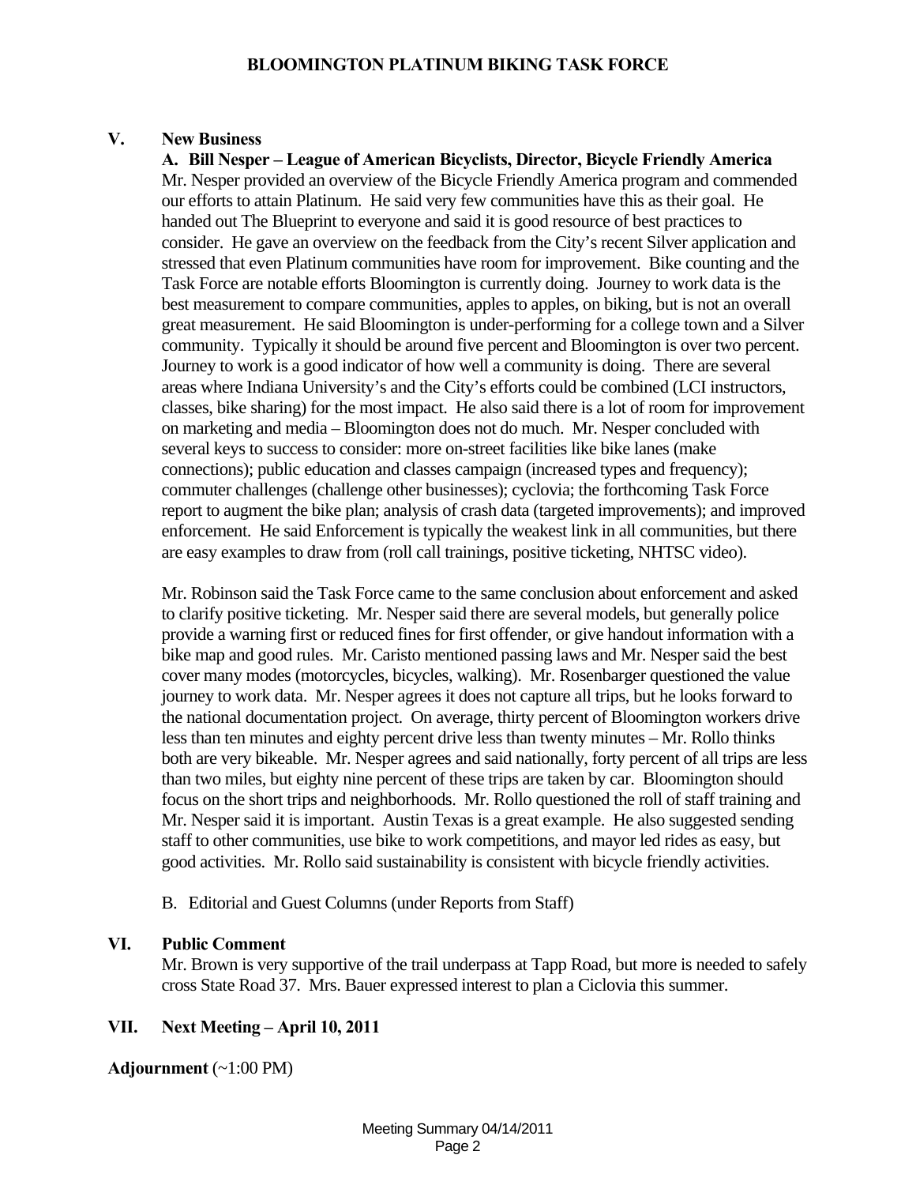## V. New Business

**A. Bill Nesper – League of American Bicyclists, Director, Bicycle Friendly America**

Mr. Nesper provided an overview of the Bicycle Friendly America program and commended our efforts to attain Platinum. He said very few communities have this as their goal. He handed out The Blueprint to everyone and said it is good resource of best practices to consider. He gave an overview on the feedback from the City's recent Silver application and stressed that even Platinum communities have room for improvement. Bike counting and the Task Force are notable efforts Bloomington is currently doing. Journey to work data is the best measurement to compare communities, apples to apples, on biking, but is not an overall great measurement. He said Bloomington is under-performing for a college town and a Silver community. Typically it should be around five percent and Bloomington is over two percent. Journey to work is a good indicator of how well a community is doing. There are several areas where Indiana University's and the City's efforts could be combined (LCI instructors, classes, bike sharing) for the most impact. He also said there is a lot of room for improvement on marketing and media – Bloomington does not do much. Mr. Nesper concluded with several keys to success to consider: more on-street facilities like bike lanes (make connections); public education and classes campaign (increased types and frequency); commuter challenges (challenge other businesses); cyclovia; the forthcoming Task Force report to augment the bike plan; analysis of crash data (targeted improvements); and improved enforcement. He said Enforcement is typically the weakest link in all communities, but there are easy examples to draw from (roll call trainings, positive ticketing, NHTSC video).

Mr. Robinson said the Task Force came to the same conclusion about enforcement and asked to clarify positive ticketing. Mr. Nesper said there are several models, but generally police provide a warning first or reduced fines for first offender, or give handout information with a bike map and good rules. Mr. Caristo mentioned passing laws and Mr. Nesper said the best cover many modes (motorcycles, bicycles, walking). Mr. Rosenbarger questioned the value journey to work data. Mr. Nesper agrees it does not capture all trips, but he looks forward to the national documentation project. On average, thirty percent of Bloomington workers drive less than ten minutes and eighty percent drive less than twenty minutes – Mr. Rollo thinks both are very bikeable. Mr. Nesper agrees and said nationally, forty percent of all trips are less than two miles, but eighty nine percent of these trips are taken by car. Bloomington should focus on the short trips and neighborhoods. Mr. Rollo questioned the roll of staff training and Mr. Nesper said it is important. Austin Texas is a great example. He also suggested sending staff to other communities, use bike to work competitions, and mayor led rides as easy, but good activities. Mr. Rollo said sustainability is consistent with bicycle friendly activities.

B. Editorial and Guest Columns (under Reports from Staff)

## VI. Public Comment

Mr. Brown is very supportive of the trail underpass at Tapp Road, but more is needed to safely cross State Road 37. Mrs. Bauer expressed interest to plan a Ciclovia this summer.

## VII. Next Meeting – April 10, 2011

**Adjournment** (~1:00 PM)